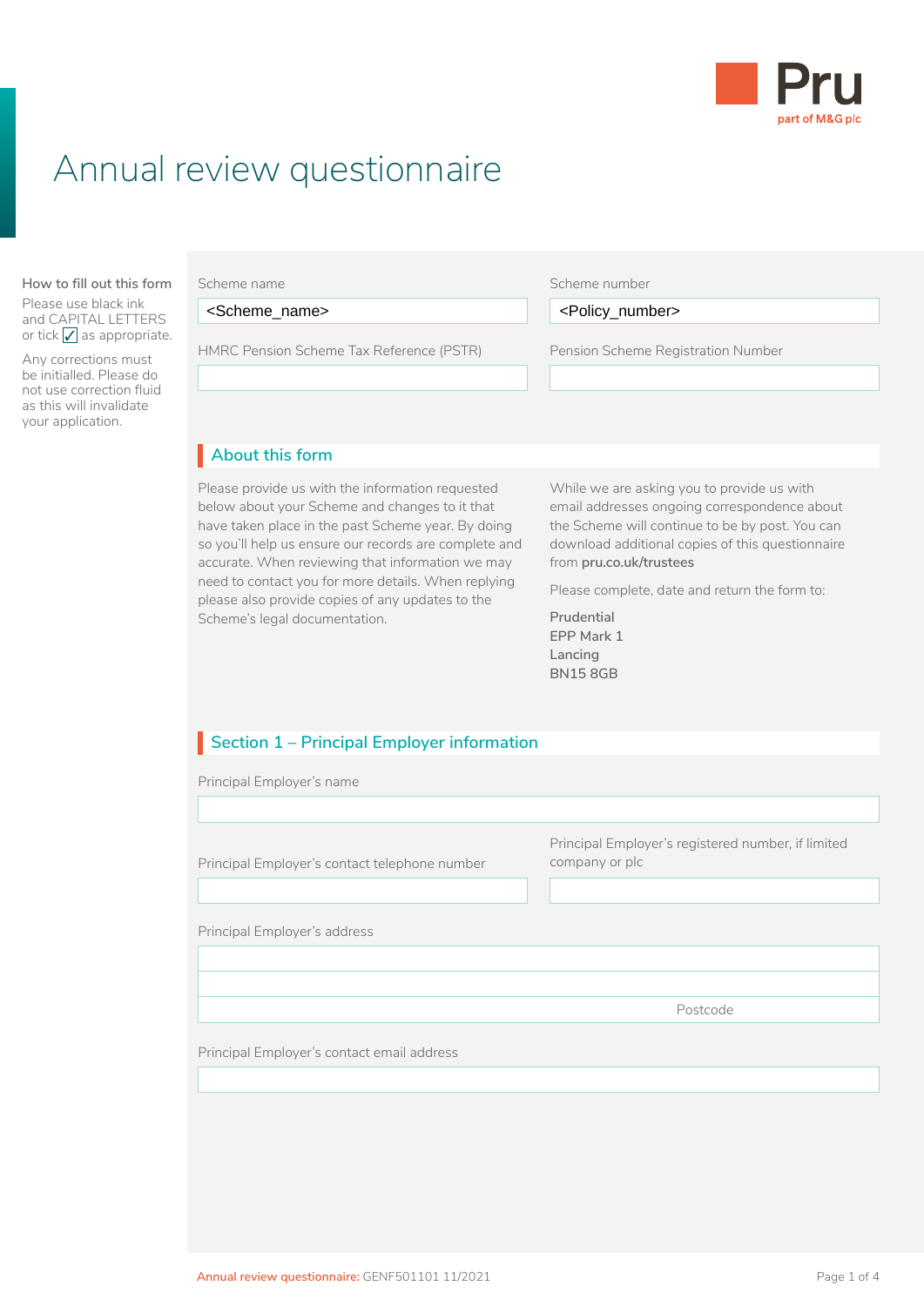Pru
part of M&G plc

# Annual review questionnaire

**How to fill out this form**

Please use black ink and CAPITAL LETTERS or tick ☑ as appropriate.

Any corrections must be initialled. Please do not use correction fluid as this will invalidate your application.

| Scheme name | Scheme number |
| --- | --- |
| <Scheme_name> | <Policy_number> |
| HMRC Pension Scheme Tax Reference (PSTR) | Pension Scheme Registration Number |
| | |

## About this form

Please provide us with the information requested below about your Scheme and changes to it that have taken place in the past Scheme year. By doing so you'll help us ensure our records are complete and accurate. When reviewing that information we may need to contact you for more details. When replying please also provide copies of any updates to the Scheme's legal documentation.

While we are asking you to provide us with email addresses ongoing correspondence about the Scheme will continue to be by post. You can download additional copies of this questionnaire from **pru.co.uk/trustees**

Please complete, date and return the form to:

**Prudential**
**EPP Mark 1**
**Lancing**
**BN15 8GB**

## Section 1 – Principal Employer information

Principal Employer's name

Principal Employer's contact telephone number

Principal Employer's registered number, if limited company or plc

Principal Employer's address

Postcode

Principal Employer's contact email address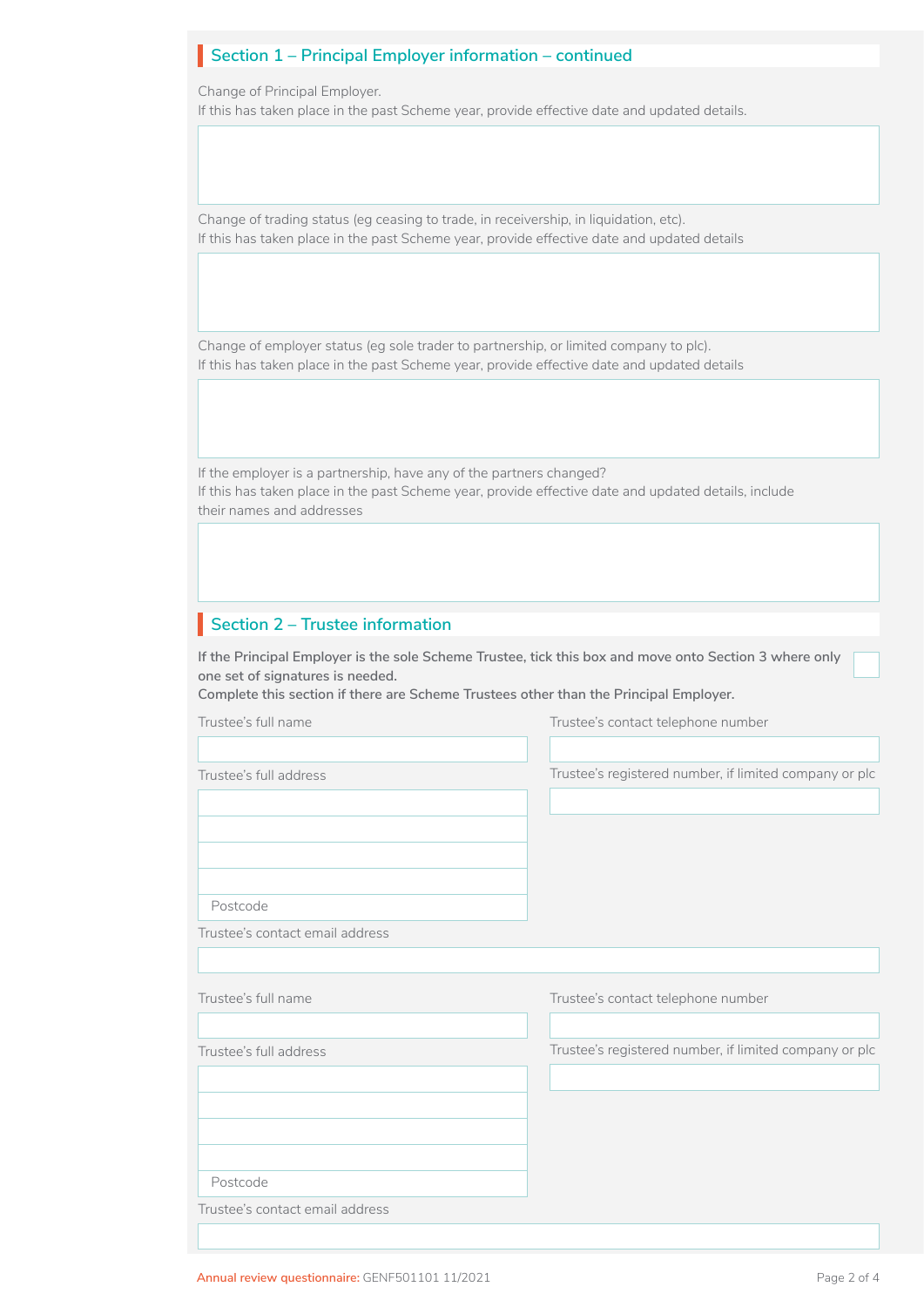## Section 1 – Principal Employer information – continued

Change of Principal Employer.
If this has taken place in the past Scheme year, provide effective date and updated details.

Change of trading status (eg ceasing to trade, in receivership, in liquidation, etc).
If this has taken place in the past Scheme year, provide effective date and updated details

Change of employer status (eg sole trader to partnership, or limited company to plc).
If this has taken place in the past Scheme year, provide effective date and updated details

If the employer is a partnership, have any of the partners changed?
If this has taken place in the past Scheme year, provide effective date and updated details, include their names and addresses

## Section 2 – Trustee information

**If the Principal Employer is the sole Scheme Trustee, tick this box and move onto Section 3 where only one set of signatures is needed.**
**Complete this section if there are Scheme Trustees other than the Principal Employer.**

Trustee's full name

Trustee's contact telephone number

Trustee's full address

Postcode

Trustee's registered number, if limited company or plc

Trustee's contact email address

Trustee's full name

Trustee's contact telephone number

Trustee's full address

Postcode

Trustee's registered number, if limited company or plc

Trustee's contact email address

Annual review questionnaire: GENF501101 11/2021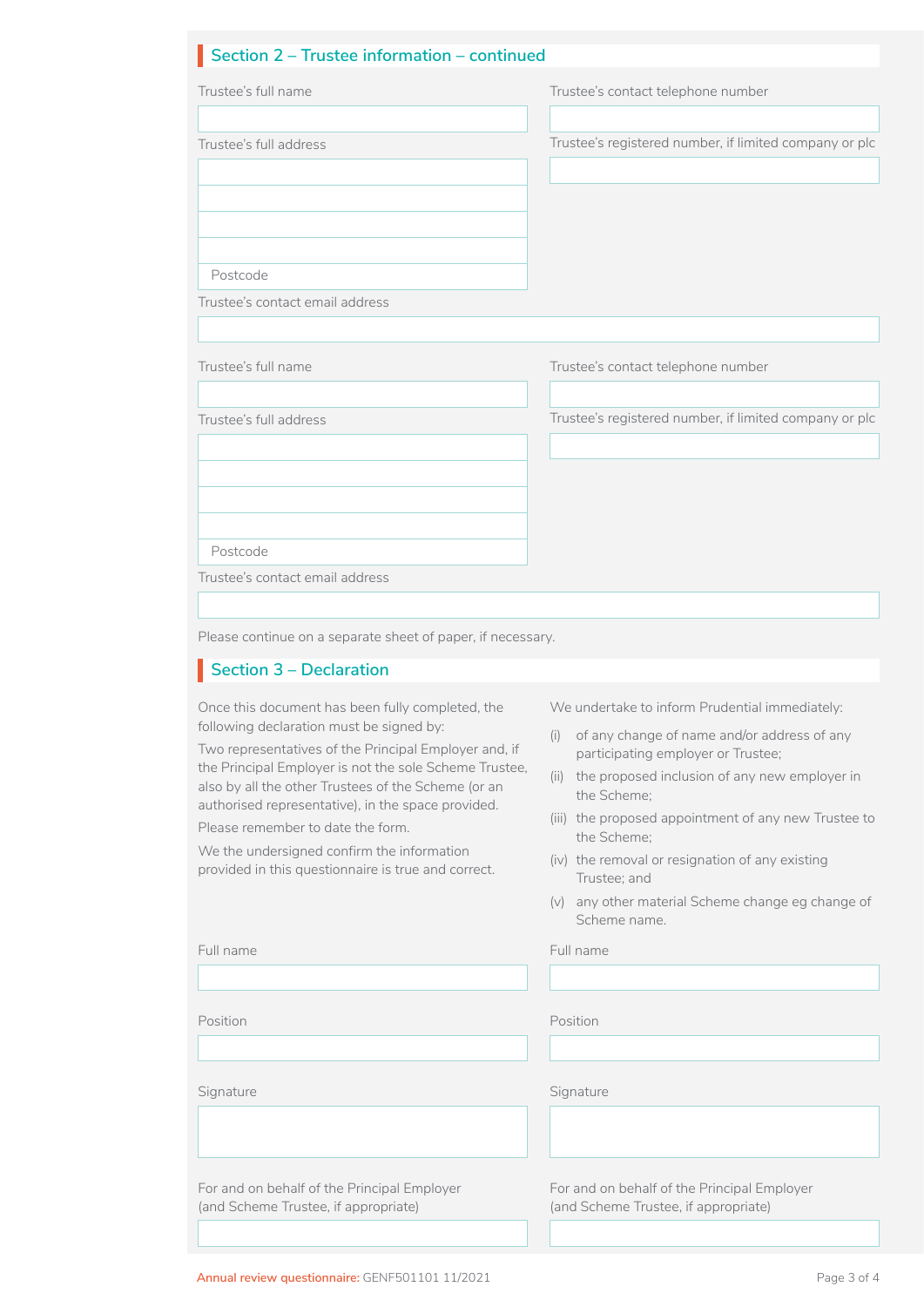## Section 2 – Trustee information – continued

Trustee's full name

Trustee's contact telephone number

Trustee's full address

Trustee's registered number, if limited company or plc

Postcode

Trustee's contact email address

Trustee's full name

Trustee's contact telephone number

Trustee's full address

Trustee's registered number, if limited company or plc

Postcode

Trustee's contact email address

Please continue on a separate sheet of paper, if necessary.

## Section 3 – Declaration

Once this document has been fully completed, the following declaration must be signed by:

Two representatives of the Principal Employer and, if the Principal Employer is not the sole Scheme Trustee, also by all the other Trustees of the Scheme (or an authorised representative), in the space provided.

Please remember to date the form.

We the undersigned confirm the information provided in this questionnaire is true and correct.

We undertake to inform Prudential immediately:

- (i) of any change of name and/or address of any participating employer or Trustee;
- (ii) the proposed inclusion of any new employer in the Scheme;
- (iii) the proposed appointment of any new Trustee to the Scheme;
- (iv) the removal or resignation of any existing Trustee; and
- (v) any other material Scheme change eg change of Scheme name.

Full name

Position

Signature

For and on behalf of the Principal Employer (and Scheme Trustee, if appropriate)

Full name

Position

Signature

For and on behalf of the Principal Employer (and Scheme Trustee, if appropriate)

Annual review questionnaire: GENF501101 11/2021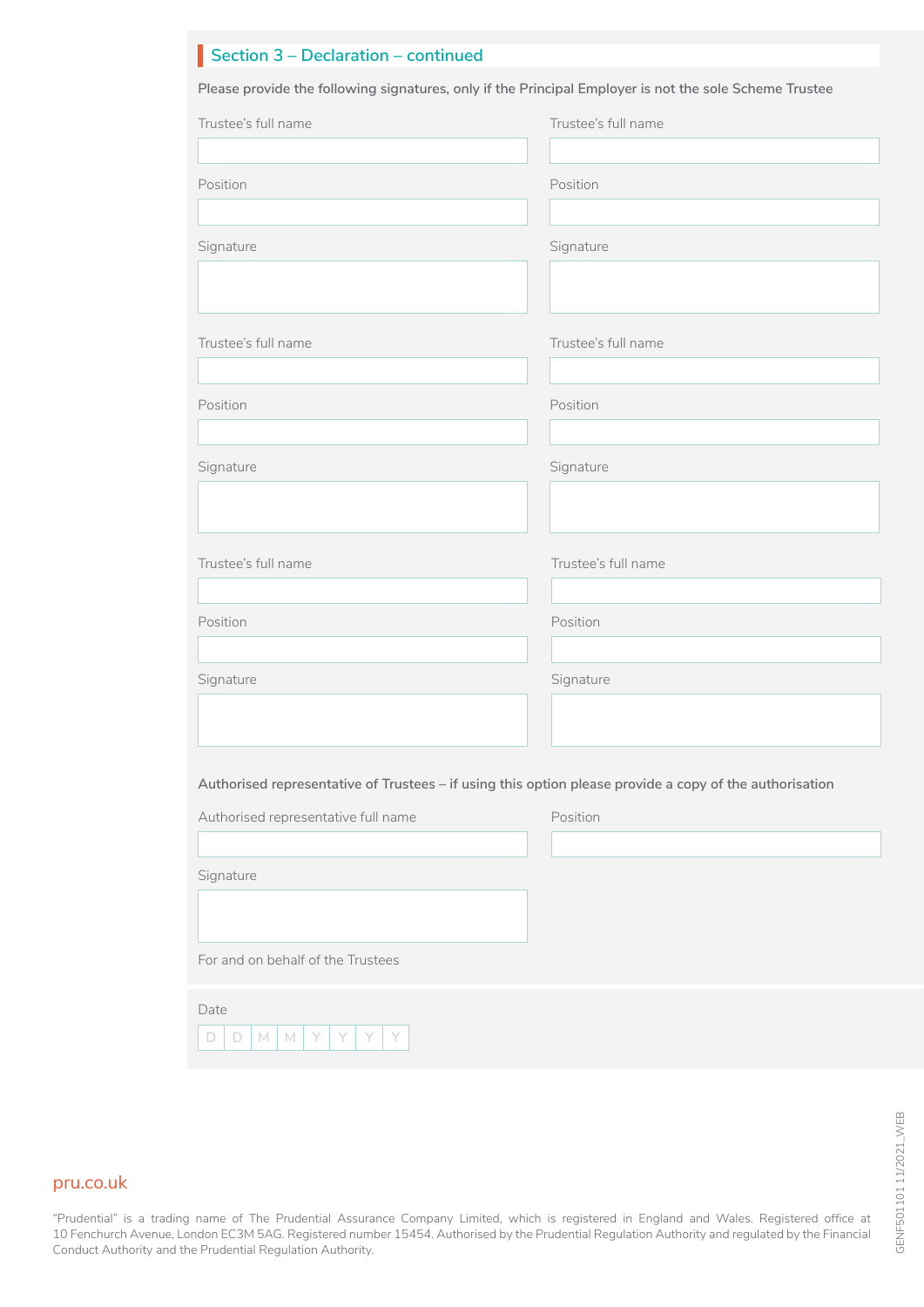## Section 3 – Declaration – continued

**Please provide the following signatures, only if the Principal Employer is not the sole Scheme Trustee**

Trustee's full name

Position

Signature

Trustee's full name

Position

Signature

Trustee's full name

Position

Signature

Trustee's full name

Position

Signature

Trustee's full name

Position

Signature

Trustee's full name

Position

Signature

**Authorised representative of Trustees – if using this option please provide a copy of the authorisation**

Authorised representative full name

Position

Signature

For and on behalf of the Trustees

Date

D D M M Y Y Y Y

pru.co.uk

"Prudential" is a trading name of The Prudential Assurance Company Limited, which is registered in England and Wales. Registered office at 10 Fenchurch Avenue, London EC3M 5AG. Registered number 15454. Authorised by the Prudential Regulation Authority and regulated by the Financial Conduct Authority and the Prudential Regulation Authority.

GENF50101 11/2021_WEB